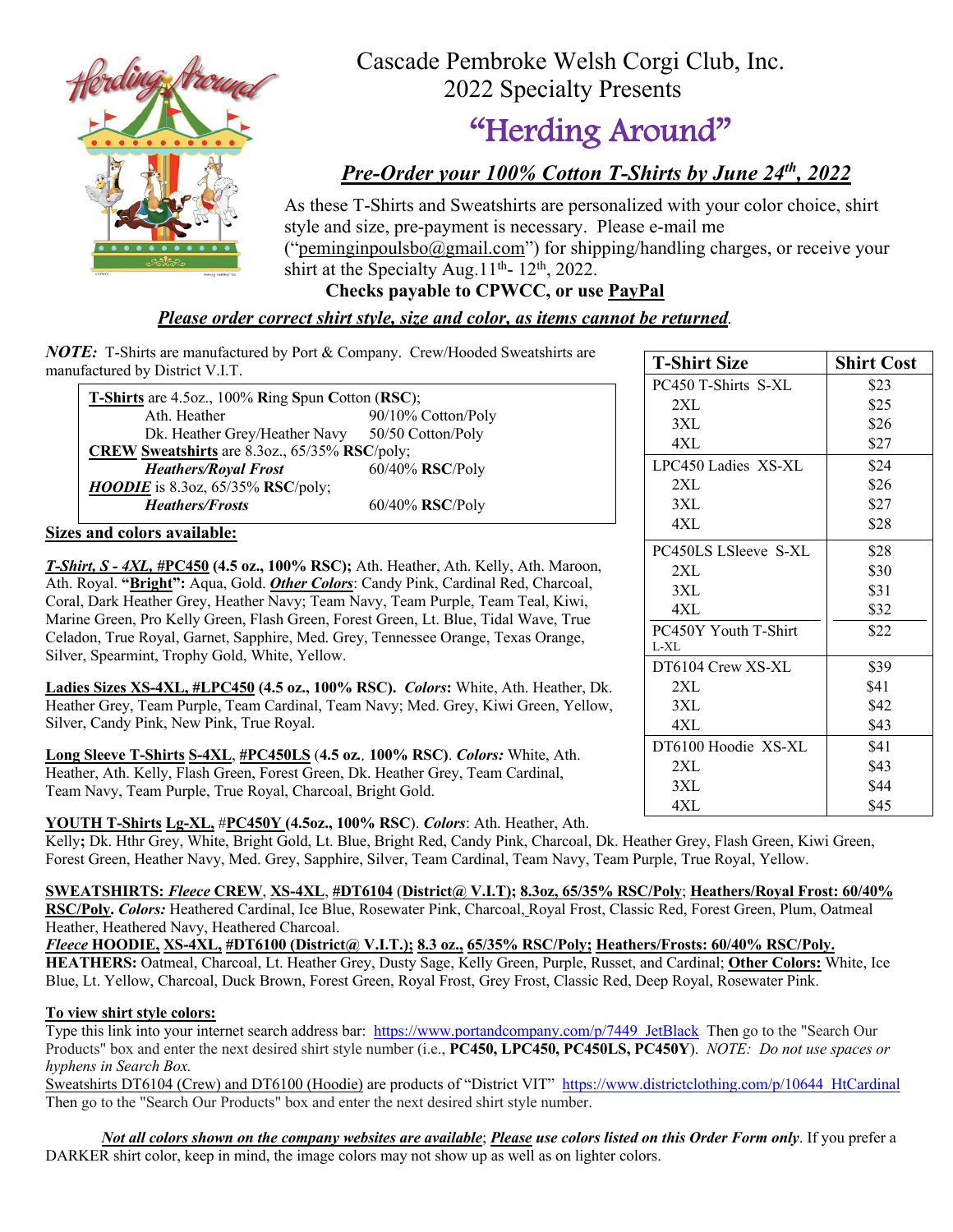# Cascade Pembroke Welsh Corgi Club, Inc.
## 2022 Specialty Presents
# "Herding Around"

***Pre-Order your 100% Cotton T-Shirts by June 24th, 2022***

As these T-Shirts and Sweatshirts are personalized with your color choice, shirt style and size, pre-payment is necessary. Please e-mail me ("pemingingpoulsbo@gmail.com") for shipping/handling charges, or receive your shirt at the Specialty Aug.11th- 12th, 2022.

**Checks payable to CPWCC, or use PayPal**

***Please order correct shirt style, size and color, as items cannot be returned.***

***NOTE:*** T-Shirts are manufactured by Port & Company. Crew/Hooded Sweatshirts are manufactured by District V.I.T.

| | |
|---|---|
| **T-Shirts** are 4.5oz., 100% **R**ing **S**pun **C**otton (**RSC**); | |
| Ath. Heather | 90/10% Cotton/Poly |
| Dk. Heather Grey/Heather Navy | 50/50 Cotton/Poly |
| **CREW Sweatshirts** are 8.3oz., 65/35% **RSC**/poly; | |
| ***Heathers/Royal Frost*** | 60/40% **RSC**/Poly |
| ***HOODIE*** is 8.3oz, 65/35% **RSC**/poly; | |
| ***Heathers/Frosts*** | 60/40% **RSC**/Poly |

| T-Shirt Size | Shirt Cost |
|---|---|
| PC450 T-Shirts S-XL | $23 |
| 2XL | $25 |
| 3XL | $26 |
| 4XL | $27 |
| LPC450 Ladies XS-XL | $24 |
| 2XL | $26 |
| 3XL | $27 |
| 4XL | $28 |
| PC450LS LSleeve S-XL | $28 |
| 2XL | $30 |
| 3XL | $31 |
| 4XL | $32 |
| PC450Y Youth T-Shirt L-XL | $22 |
| DT6104 Crew XS-XL | $39 |
| 2XL | $41 |
| 3XL | $42 |
| 4XL | $43 |
| DT6100 Hoodie XS-XL | $41 |
| 2XL | $43 |
| 3XL | $44 |
| 4XL | $45 |

**Sizes and colors available:**

***T-Shirt, S - 4XL, #PC450*** **(4.5 oz., 100% RSC);** Ath. Heather, Ath. Kelly, Ath. Maroon, Ath. Royal. **"Bright":** Aqua, Gold. ***Other Colors***: Candy Pink, Cardinal Red, Charcoal, Coral, Dark Heather Grey, Heather Navy; Team Navy, Team Purple, Team Teal, Kiwi, Marine Green, Pro Kelly Green, Flash Green, Forest Green, Lt. Blue, Tidal Wave, True Celadon, True Royal, Garnet, Sapphire, Med. Grey, Tennessee Orange, Texas Orange, Silver, Spearmint, Trophy Gold, White, Yellow.

**Ladies Sizes XS-4XL, #LPC450 (4.5 oz., 100% RSC).** ***Colors*****:** White, Ath. Heather, Dk. Heather Grey, Team Purple, Team Cardinal, Team Navy, Med. Grey, Kiwi Green, Yellow, Silver, Candy Pink, New Pink, True Royal.

**Long Sleeve T-Shirts S-4XL, #PC450LS (4.5 oz., 100% RSC).** ***Colors:*** White, Ath. Heather, Ath. Kelly, Flash Green, Forest Green, Dk. Heather Grey, Team Cardinal, Team Navy, Team Purple, True Royal, Charcoal, Bright Gold.

**YOUTH T-Shirts Lg-XL, #PC450Y (4.5oz., 100% RSC).** ***Colors***: Ath. Heather, Ath. Kelly**;** Dk. Hthr Grey, White, Bright Gold, Lt. Blue, Bright Red, Candy Pink, Charcoal, Dk. Heather Grey, Flash Green, Kiwi Green, Forest Green, Heather Navy, Med. Grey, Sapphire, Silver, Team Cardinal, Team Navy, Team Purple, True Royal, Yellow.

**SWEATSHIRTS: *Fleece* CREW, XS-4XL, #DT6104 (District@ V.I.T); 8.3oz, 65/35% RSC/Poly; Heathers/Royal Frost: 60/40% RSC/Poly.** ***Colors:*** Heathered Cardinal, Ice Blue, Rosewater Pink, Charcoal, Royal Frost, Classic Red, Forest Green, Plum, Oatmeal Heather, Heathered Navy, Heathered Charcoal.

***Fleece*** **HOODIE, XS-4XL, #DT6100 (District@ V.I.T.); 8.3 oz., 65/35% RSC/Poly; Heathers/Frosts: 60/40% RSC/Poly.** **HEATHERS:** Oatmeal, Charcoal, Lt. Heather Grey, Dusty Sage, Kelly Green, Purple, Russet, and Cardinal; **Other Colors:** White, Ice Blue, Lt. Yellow, Charcoal, Duck Brown, Forest Green, Royal Frost, Grey Frost, Classic Red, Deep Royal, Rosewater Pink.

**To view shirt style colors:**

Type this link into your internet search address bar: https://www.portandcompany.com/p/7449_JetBlack Then go to the "Search Our Products" box and enter the next desired shirt style number (i.e., **PC450, LPC450, PC450LS, PC450Y**). *NOTE: Do not use spaces or hyphens in Search Box.*

Sweatshirts DT6104 (Crew) and DT6100 (Hoodie) are products of "District VIT" https://www.districtclothing.com/p/10644_HtCardinal Then go to the "Search Our Products" box and enter the next desired shirt style number.

***Not all colors shown on the company websites are available***; ***Please use colors listed on this Order Form only***. If you prefer a DARKER shirt color, keep in mind, the image colors may not show up as well as on lighter colors.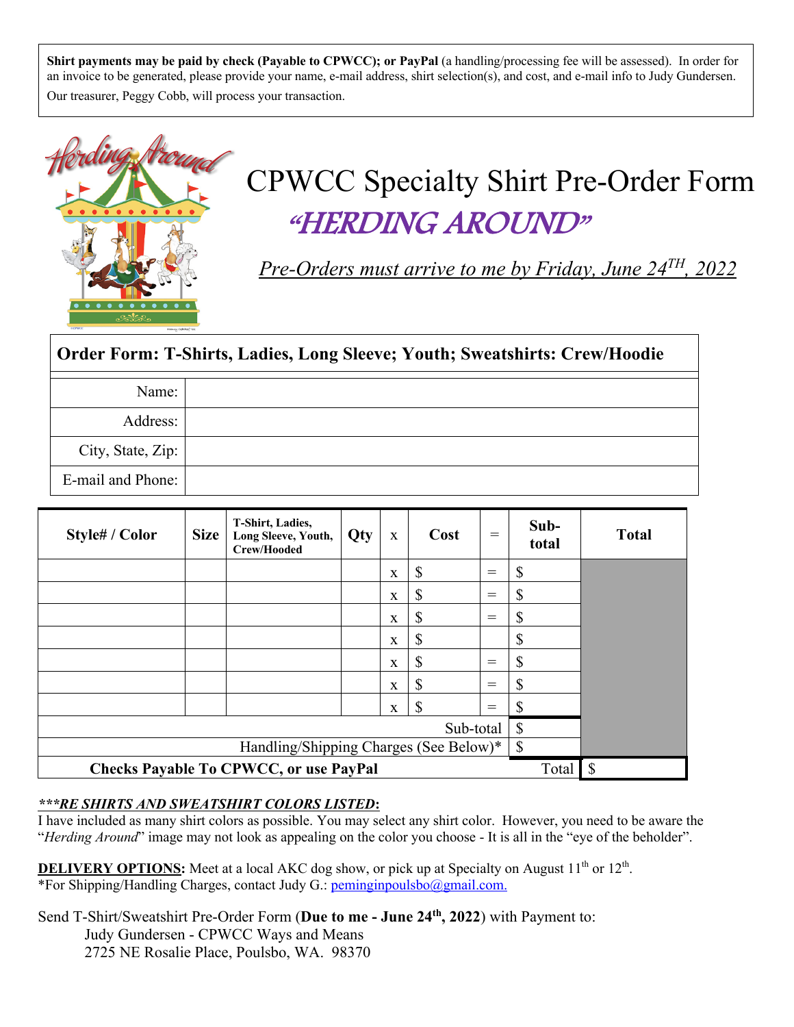**Shirt payments may be paid by check (Payable to CPWCC); or PayPal** (a handling/processing fee will be assessed). In order for an invoice to be generated, please provide your name, e-mail address, shirt selection(s), and cost, and e-mail info to Judy Gundersen. Our treasurer, Peggy Cobb, will process your transaction.

# CPWCC Specialty Shirt Pre-Order Form

## *"HERDING AROUND"*

*Pre-Orders must arrive to me by Friday, June 24TH, 2022*

| **Order Form: T-Shirts, Ladies, Long Sleeve; Youth; Sweatshirts: Crew/Hoodie** | |
|---|---|
| Name: | |
| Address: | |
| City, State, Zip: | |
| E-mail and Phone: | |

| Style# / Color | Size | T-Shirt, Ladies, Long Sleeve, Youth, Crew/Hooded | Qty | x | Cost | = | Sub-total | Total |
|---|---|---|---|---|---|---|---|---|
| | | | | x | $ | = | $ | |
| | | | | x | $ | = | $ | |
| | | | | x | $ | = | $ | |
| | | | | x | $ | | $ | |
| | | | | x | $ | = | $ | |
| | | | | x | $ | = | $ | |
| | | | | x | $ | = | $ | |
| | | | | | | Sub-total | $ | |
| | | | | | | Handling/Shipping Charges (See Below)* | $ | |
| **Checks Payable To CPWCC, or use PayPal** | | | | | | | Total | $ |

***RE SHIRTS AND SWEATSHIRT COLORS LISTED*:**
I have included as many shirt colors as possible. You may select any shirt color. However, you need to be aware the "*Herding Around*" image may not look as appealing on the color you choose - It is all in the "eye of the beholder".

**DELIVERY OPTIONS:** Meet at a local AKC dog show, or pick up at Specialty on August 11th or 12th.
*For Shipping/Handling Charges, contact Judy G.: peminginpoulsbo@gmail.com.

Send T-Shirt/Sweatshirt Pre-Order Form (**Due to me - June 24th, 2022**) with Payment to:
Judy Gundersen - CPWCC Ways and Means
2725 NE Rosalie Place, Poulsbo, WA. 98370